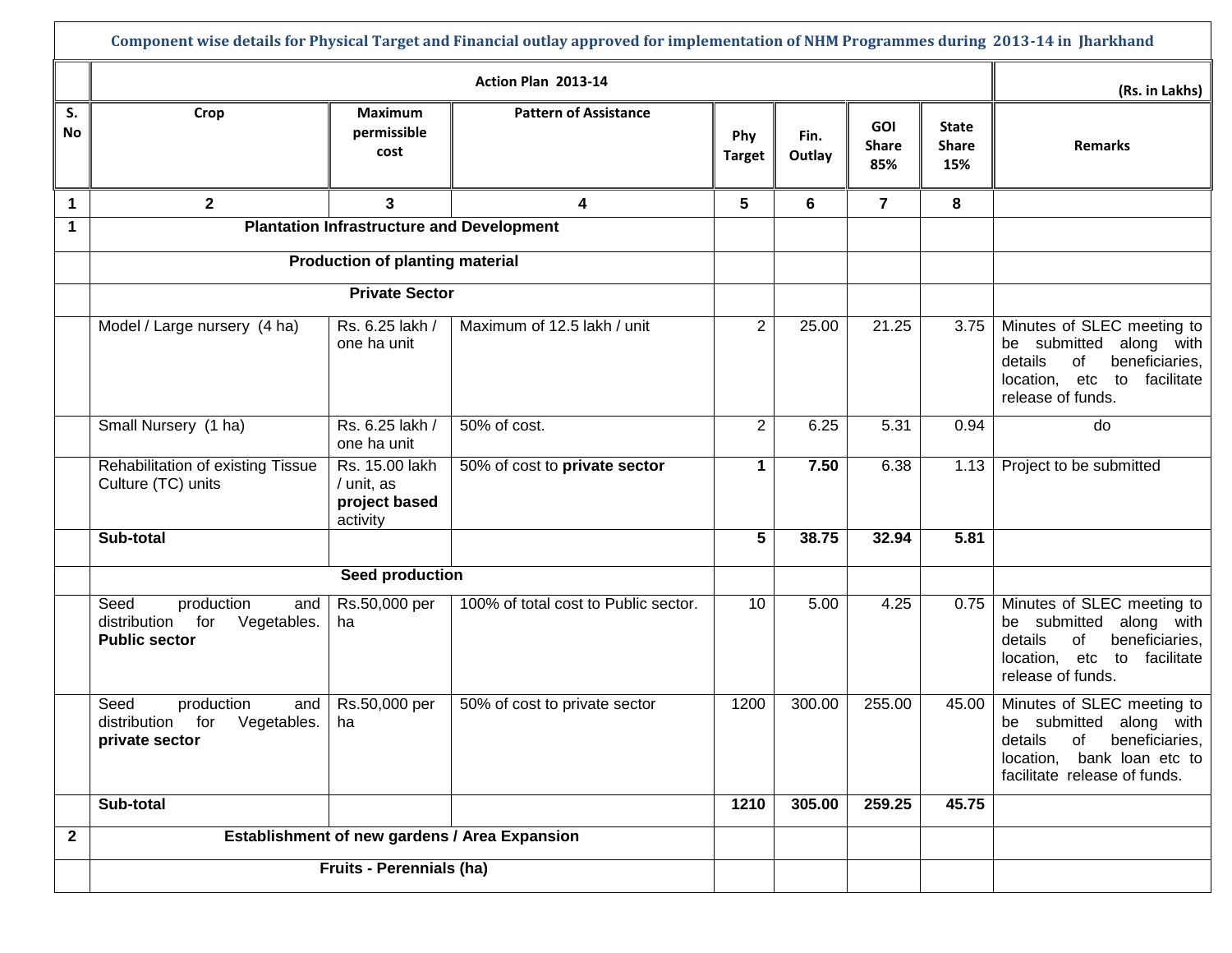## Component wise details for Physical Target and Financial outlay approved for implementation of NHM Programmes during 2013-14 in Jharkhand

| | Action Plan 2013-14 | | | | | | | (Rs. in Lakhs) |
|---|---|---|---|---|---|---|---|---|
| **S. No** | **Crop** | **Maximum permissible cost** | **Pattern of Assistance** | **Phy Target** | **Fin. Outlay** | **GOI Share 85%** | **State Share 15%** | **Remarks** |
| **1** | **2** | **3** | **4** | **5** | **6** | **7** | **8** | |
| **1** | **Plantation Infrastructure and Development** | | | | | | | |
| | **Production of planting material** | | | | | | | |
| | **Private Sector** | | | | | | | |
| | Model / Large nursery (4 ha) | Rs. 6.25 lakh / one ha unit | Maximum of 12.5 lakh / unit | 2 | 25.00 | 21.25 | 3.75 | Minutes of SLEC meeting to be submitted along with details of beneficiaries, location, etc to facilitate release of funds. |
| | Small Nursery (1 ha) | Rs. 6.25 lakh / one ha unit | 50% of cost. | 2 | 6.25 | 5.31 | 0.94 | do |
| | Rehabilitation of existing Tissue Culture (TC) units | Rs. 15.00 lakh / unit, as **project based** activity | 50% of cost to **private sector** | **1** | **7.50** | 6.38 | 1.13 | Project to be submitted |
| | **Sub-total** | | | **5** | **38.75** | **32.94** | **5.81** | |
| | **Seed production** | | | | | | | |
| | Seed production and distribution for Vegetables. **Public sector** | Rs.50,000 per ha | 100% of total cost to Public sector. | 10 | 5.00 | 4.25 | 0.75 | Minutes of SLEC meeting to be submitted along with details of beneficiaries, location, etc to facilitate release of funds. |
| | Seed production and distribution for Vegetables. **private sector** | Rs.50,000 per ha | 50% of cost to private sector | 1200 | 300.00 | 255.00 | 45.00 | Minutes of SLEC meeting to be submitted along with details of beneficiaries, location, bank loan etc to facilitate release of funds. |
| | **Sub-total** | | | **1210** | **305.00** | **259.25** | **45.75** | |
| **2** | **Establishment of new gardens / Area Expansion** | | | | | | | |
| | **Fruits - Perennials (ha)** | | | | | | | |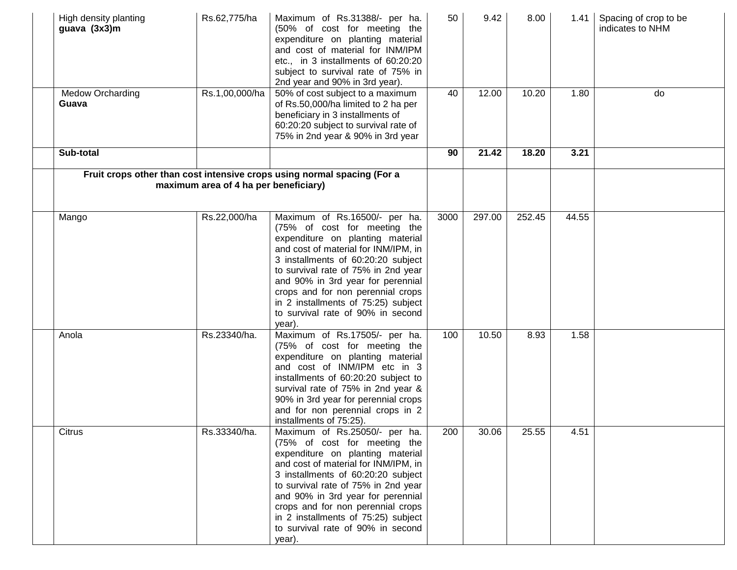| | | | | | | | | |
|---|---|---|---|---|---|---|---|---|
| | High density planting **guava (3x3)m** | Rs.62,775/ha | Maximum of Rs.31388/- per ha. (50% of cost for meeting the expenditure on planting material and cost of material for INM/IPM etc., in 3 installments of 60:20:20 subject to survival rate of 75% in 2nd year and 90% in 3rd year). | 50 | 9.42 | 8.00 | 1.41 | Spacing of crop to be indicates to NHM |
| | Medow Orcharding **Guava** | Rs.1,00,000/ha | 50% of cost subject to a maximum of Rs.50,000/ha limited to 2 ha per beneficiary in 3 installments of 60:20:20 subject to survival rate of 75% in 2nd year & 90% in 3rd year | 40 | 12.00 | 10.20 | 1.80 | do |
| | **Sub-total** | | | **90** | **21.42** | **18.20** | **3.21** | |
| | **Fruit crops other than cost intensive crops using normal spacing (For a maximum area of 4 ha per beneficiary)** | | | | | | | |
| | Mango | Rs.22,000/ha | Maximum of Rs.16500/- per ha. (75% of cost for meeting the expenditure on planting material and cost of material for INM/IPM, in 3 installments of 60:20:20 subject to survival rate of 75% in 2nd year and 90% in 3rd year for perennial crops and for non perennial crops in 2 installments of 75:25) subject to survival rate of 90% in second year). | 3000 | 297.00 | 252.45 | 44.55 | |
| | Anola | Rs.23340/ha. | Maximum of Rs.17505/- per ha. (75% of cost for meeting the expenditure on planting material and cost of INM/IPM etc in 3 installments of 60:20:20 subject to survival rate of 75% in 2nd year & 90% in 3rd year for perennial crops and for non perennial crops in 2 installments of 75:25). | 100 | 10.50 | 8.93 | 1.58 | |
| | Citrus | Rs.33340/ha. | Maximum of Rs.25050/- per ha. (75% of cost for meeting the expenditure on planting material and cost of material for INM/IPM, in 3 installments of 60:20:20 subject to survival rate of 75% in 2nd year and 90% in 3rd year for perennial crops and for non perennial crops in 2 installments of 75:25) subject to survival rate of 90% in second year). | 200 | 30.06 | 25.55 | 4.51 | |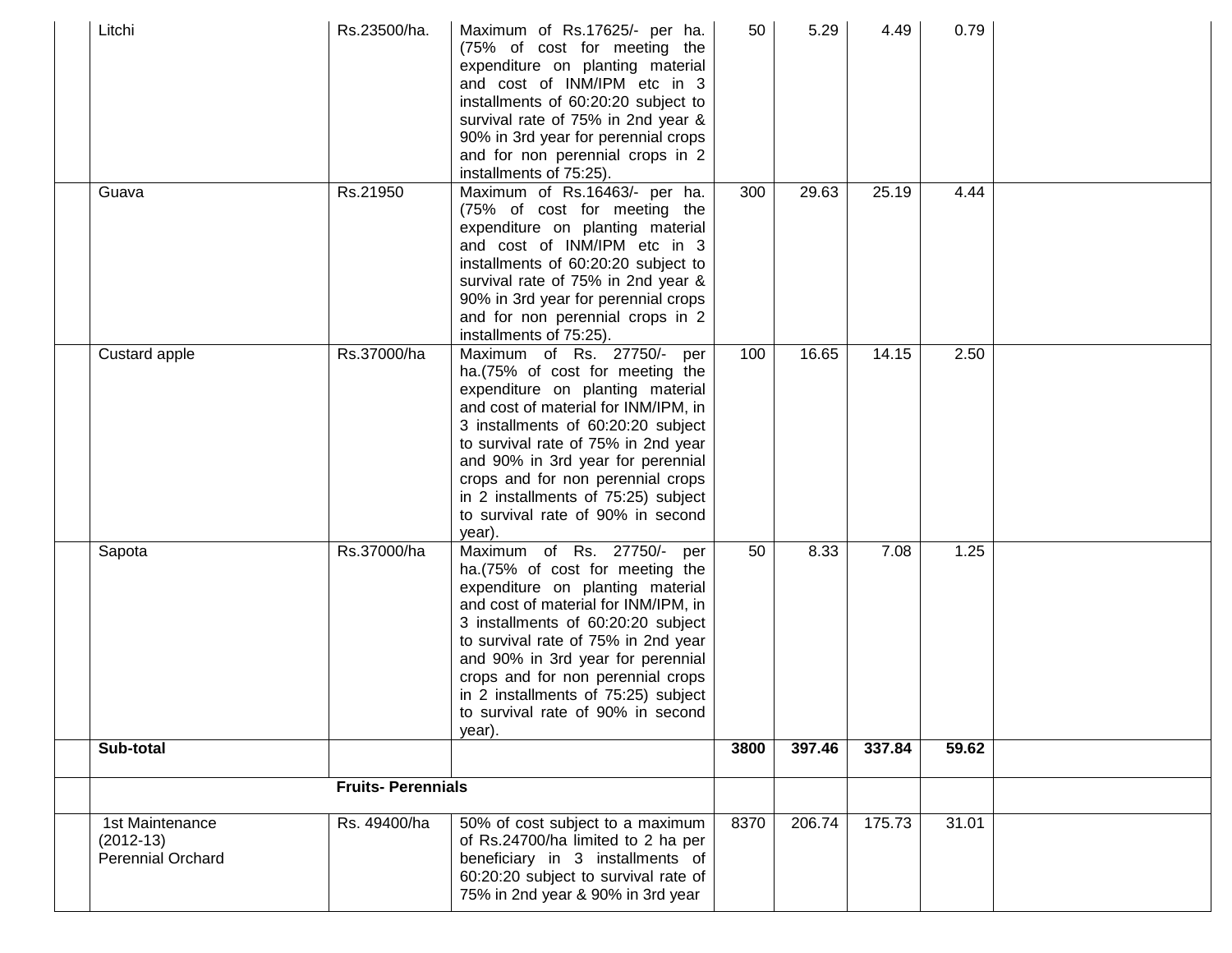|  |  |  |  |  |  |  |  |  |
|---|---|---|---|---|---|---|---|---|
|  | Litchi | Rs.23500/ha. | Maximum of Rs.17625/- per ha. (75% of cost for meeting the expenditure on planting material and cost of INM/IPM etc in 3 installments of 60:20:20 subject to survival rate of 75% in 2nd year & 90% in 3rd year for perennial crops and for non perennial crops in 2 installments of 75:25). | 50 | 5.29 | 4.49 | 0.79 |  |
|  | Guava | Rs.21950 | Maximum of Rs.16463/- per ha. (75% of cost for meeting the expenditure on planting material and cost of INM/IPM etc in 3 installments of 60:20:20 subject to survival rate of 75% in 2nd year & 90% in 3rd year for perennial crops and for non perennial crops in 2 installments of 75:25). | 300 | 29.63 | 25.19 | 4.44 |  |
|  | Custard apple | Rs.37000/ha | Maximum of Rs. 27750/- per ha.(75% of cost for meeting the expenditure on planting material and cost of material for INM/IPM, in 3 installments of 60:20:20 subject to survival rate of 75% in 2nd year and 90% in 3rd year for perennial crops and for non perennial crops in 2 installments of 75:25) subject to survival rate of 90% in second year). | 100 | 16.65 | 14.15 | 2.50 |  |
|  | Sapota | Rs.37000/ha | Maximum of Rs. 27750/- per ha.(75% of cost for meeting the expenditure on planting material and cost of material for INM/IPM, in 3 installments of 60:20:20 subject to survival rate of 75% in 2nd year and 90% in 3rd year for perennial crops and for non perennial crops in 2 installments of 75:25) subject to survival rate of 90% in second year). | 50 | 8.33 | 7.08 | 1.25 |  |
|  | **Sub-total** |  |  | **3800** | **397.46** | **337.84** | **59.62** |  |
|  | **Fruits- Perennials** |  |  |  |  |  |  |  |
|  | 1st Maintenance (2012-13) Perennial Orchard | Rs. 49400/ha | 50% of cost subject to a maximum of Rs.24700/ha limited to 2 ha per beneficiary in 3 installments of 60:20:20 subject to survival rate of 75% in 2nd year & 90% in 3rd year | 8370 | 206.74 | 175.73 | 31.01 |  |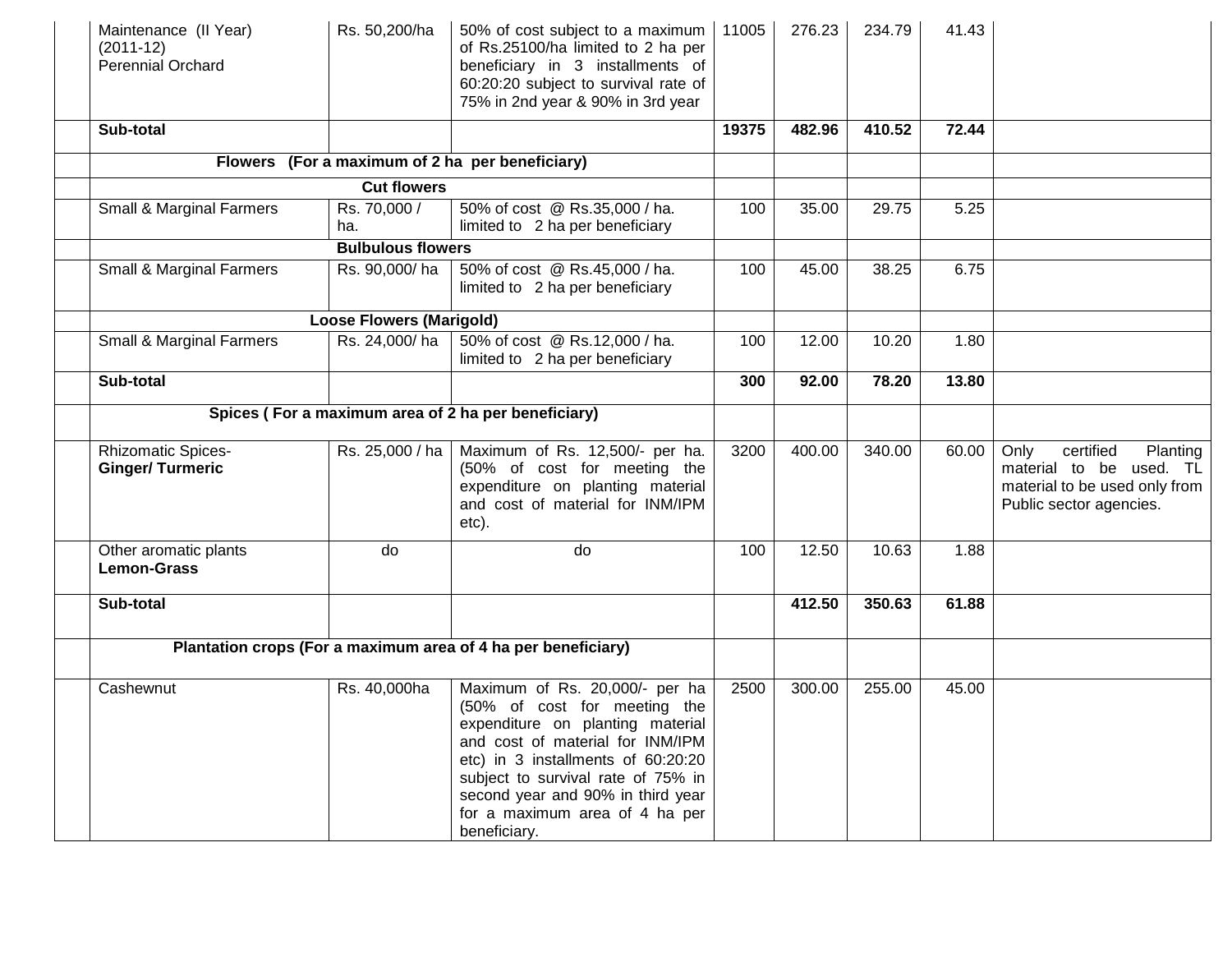| | | | | | | | | |
|---|---|---|---|---|---|---|---|---|
| | Maintenance (II Year) (2011-12) Perennial Orchard | Rs. 50,200/ha | 50% of cost subject to a maximum of Rs.25100/ha limited to 2 ha per beneficiary in 3 installments of 60:20:20 subject to survival rate of 75% in 2nd year & 90% in 3rd year | 11005 | 276.23 | 234.79 | 41.43 | |
| | **Sub-total** | | | **19375** | **482.96** | **410.52** | **72.44** | |
| | **Flowers (For a maximum of 2 ha per beneficiary)** | | | | | | | |
| | **Cut flowers** | | | | | | | |
| | Small & Marginal Farmers | Rs. 70,000 / ha. | 50% of cost @ Rs.35,000 / ha. limited to 2 ha per beneficiary | 100 | 35.00 | 29.75 | 5.25 | |
| | **Bulbulous flowers** | | | | | | | |
| | Small & Marginal Farmers | Rs. 90,000/ ha | 50% of cost @ Rs.45,000 / ha. limited to 2 ha per beneficiary | 100 | 45.00 | 38.25 | 6.75 | |
| | **Loose Flowers (Marigold)** | | | | | | | |
| | Small & Marginal Farmers | Rs. 24,000/ ha | 50% of cost @ Rs.12,000 / ha. limited to 2 ha per beneficiary | 100 | 12.00 | 10.20 | 1.80 | |
| | **Sub-total** | | | **300** | **92.00** | **78.20** | **13.80** | |
| | **Spices ( For a maximum area of 2 ha per beneficiary)** | | | | | | | |
| | Rhizomatic Spices- **Ginger/ Turmeric** | Rs. 25,000 / ha | Maximum of Rs. 12,500/- per ha. (50% of cost for meeting the expenditure on planting material and cost of material for INM/IPM etc). | 3200 | 400.00 | 340.00 | 60.00 | Only certified Planting material to be used. TL material to be used only from Public sector agencies. |
| | Other aromatic plants **Lemon-Grass** | do | do | 100 | 12.50 | 10.63 | 1.88 | |
| | **Sub-total** | | | | **412.50** | **350.63** | **61.88** | |
| | **Plantation crops (For a maximum area of 4 ha per beneficiary)** | | | | | | | |
| | Cashewnut | Rs. 40,000ha | Maximum of Rs. 20,000/- per ha (50% of cost for meeting the expenditure on planting material and cost of material for INM/IPM etc) in 3 installments of 60:20:20 subject to survival rate of 75% in second year and 90% in third year for a maximum area of 4 ha per beneficiary. | 2500 | 300.00 | 255.00 | 45.00 | |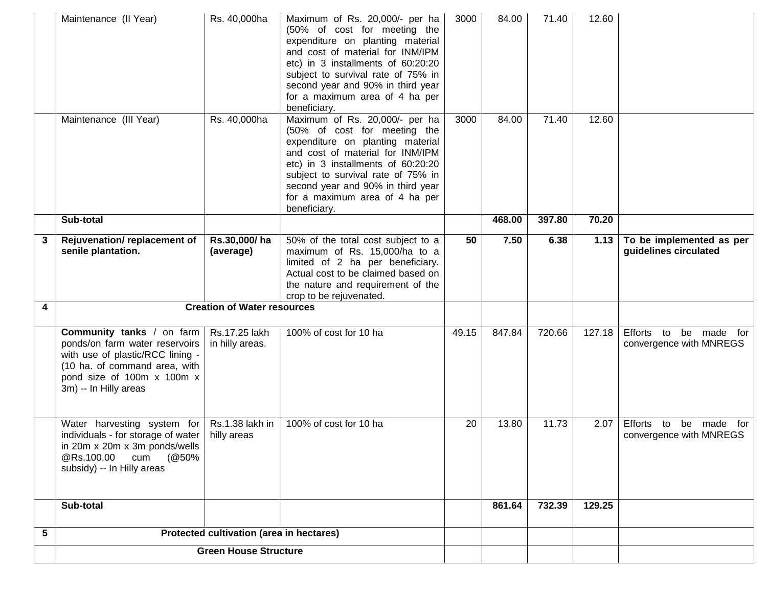| | | | | | | | | |
|---|---|---|---|---|---|---|---|---|
| | Maintenance (II Year) | Rs. 40,000ha | Maximum of Rs. 20,000/- per ha (50% of cost for meeting the expenditure on planting material and cost of material for INM/IPM etc) in 3 installments of 60:20:20 subject to survival rate of 75% in second year and 90% in third year for a maximum area of 4 ha per beneficiary. | 3000 | 84.00 | 71.40 | 12.60 | |
| | Maintenance (III Year) | Rs. 40,000ha | Maximum of Rs. 20,000/- per ha (50% of cost for meeting the expenditure on planting material and cost of material for INM/IPM etc) in 3 installments of 60:20:20 subject to survival rate of 75% in second year and 90% in third year for a maximum area of 4 ha per beneficiary. | 3000 | 84.00 | 71.40 | 12.60 | |
| | **Sub-total** | | | | **468.00** | **397.80** | **70.20** | |
| **3** | **Rejuvenation/ replacement of senile plantation.** | **Rs.30,000/ ha (average)** | 50% of the total cost subject to a maximum of Rs. 15,000/ha to a limited of 2 ha per beneficiary. Actual cost to be claimed based on the nature and requirement of the crop to be rejuvenated. | **50** | **7.50** | **6.38** | **1.13** | **To be implemented as per guidelines circulated** |
| **4** | **Creation of Water resources** | | | | | | | |
| | **Community tanks** / on farm ponds/on farm water reservoirs with use of plastic/RCC lining - (10 ha. of command area, with pond size of 100m x 100m x 3m) -- In Hilly areas | Rs.17.25 lakh in hilly areas. | 100% of cost for 10 ha | 49.15 | 847.84 | 720.66 | 127.18 | Efforts to be made for convergence with MNREGS |
| | Water harvesting system for individuals - for storage of water in 20m x 20m x 3m ponds/wells @Rs.100.00 cum (@50% subsidy) -- In Hilly areas | Rs.1.38 lakh in hilly areas | 100% of cost for 10 ha | 20 | 13.80 | 11.73 | 2.07 | Efforts to be made for convergence with MNREGS |
| | **Sub-total** | | | | **861.64** | **732.39** | **129.25** | |
| **5** | **Protected cultivation (area in hectares)** | | | | | | | |
| | **Green House Structure** | | | | | | | |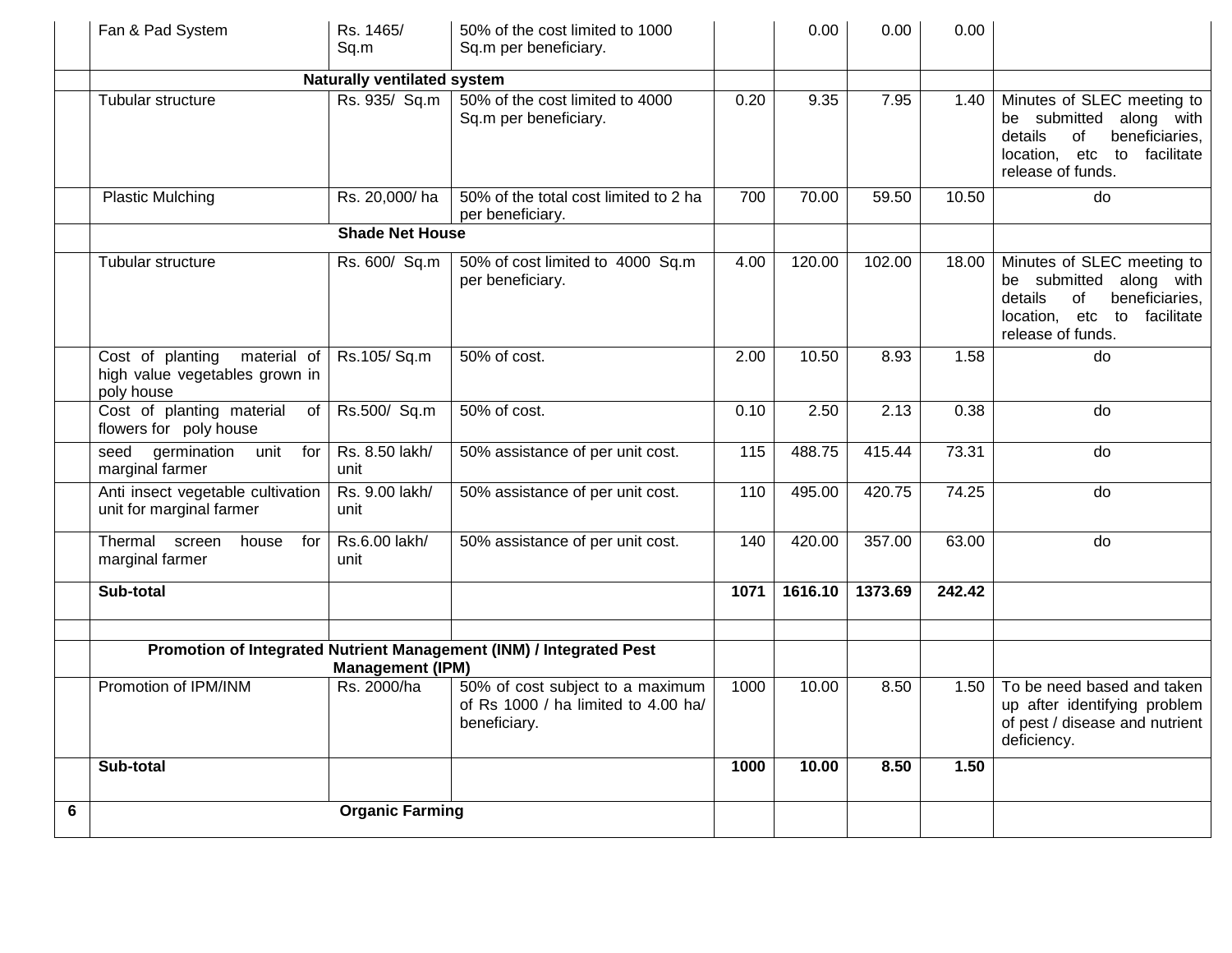| | | | | | | | | |
|---|---|---|---|---|---|---|---|---|
| | Fan & Pad System | Rs. 1465/ Sq.m | 50% of the cost limited to 1000 Sq.m per beneficiary. | | 0.00 | 0.00 | 0.00 | |
| | **Naturally ventilated system** | | | | | | | |
| | Tubular structure | Rs. 935/ Sq.m | 50% of the cost limited to 4000 Sq.m per beneficiary. | 0.20 | 9.35 | 7.95 | 1.40 | Minutes of SLEC meeting to be submitted along with details of beneficiaries, location, etc to facilitate release of funds. |
| | Plastic Mulching | Rs. 20,000/ ha | 50% of the total cost limited to 2 ha per beneficiary. | 700 | 70.00 | 59.50 | 10.50 | do |
| | **Shade Net House** | | | | | | | |
| | Tubular structure | Rs. 600/ Sq.m | 50% of cost limited to 4000 Sq.m per beneficiary. | 4.00 | 120.00 | 102.00 | 18.00 | Minutes of SLEC meeting to be submitted along with details of beneficiaries, location, etc to facilitate release of funds. |
| | Cost of planting material of high value vegetables grown in poly house | Rs.105/ Sq.m | 50% of cost. | 2.00 | 10.50 | 8.93 | 1.58 | do |
| | Cost of planting material of flowers for poly house | Rs.500/ Sq.m | 50% of cost. | 0.10 | 2.50 | 2.13 | 0.38 | do |
| | seed germination unit for marginal farmer | Rs. 8.50 lakh/ unit | 50% assistance of per unit cost. | 115 | 488.75 | 415.44 | 73.31 | do |
| | Anti insect vegetable cultivation unit for marginal farmer | Rs. 9.00 lakh/ unit | 50% assistance of per unit cost. | 110 | 495.00 | 420.75 | 74.25 | do |
| | Thermal screen house for marginal farmer | Rs.6.00 lakh/ unit | 50% assistance of per unit cost. | 140 | 420.00 | 357.00 | 63.00 | do |
| | **Sub-total** | | | **1071** | **1616.10** | **1373.69** | **242.42** | |
| | | | | | | | | |
| | **Promotion of Integrated Nutrient Management (INM) / Integrated Pest Management (IPM)** | | | | | | | |
| | Promotion of IPM/INM | Rs. 2000/ha | 50% of cost subject to a maximum of Rs 1000 / ha limited to 4.00 ha/ beneficiary. | 1000 | 10.00 | 8.50 | 1.50 | To be need based and taken up after identifying problem of pest / disease and nutrient deficiency. |
| | **Sub-total** | | | **1000** | **10.00** | **8.50** | **1.50** | |
| **6** | **Organic Farming** | | | | | | | |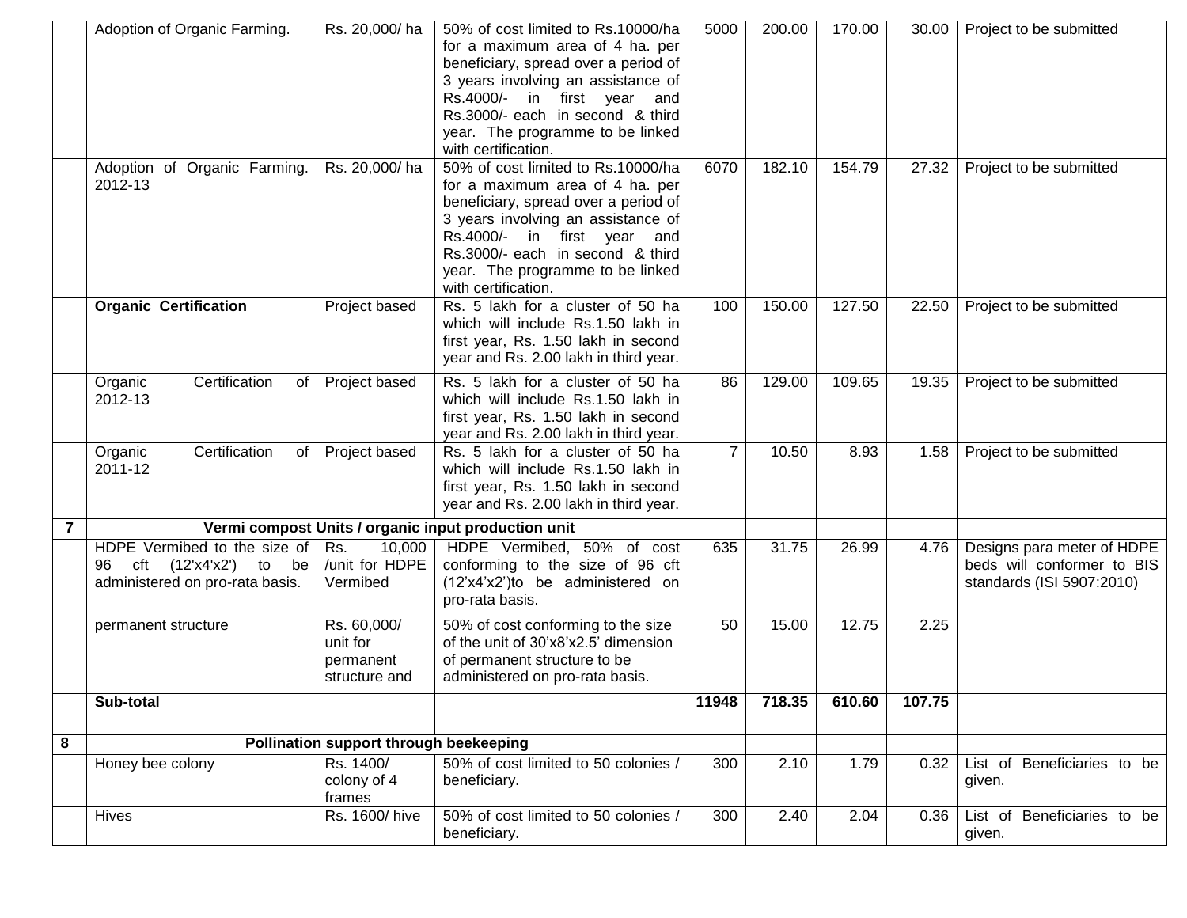| | | | | | | | | |
|---|---|---|---|---|---|---|---|---|
| | Adoption of Organic Farming. | Rs. 20,000/ ha | 50% of cost limited to Rs.10000/ha for a maximum area of 4 ha. per beneficiary, spread over a period of 3 years involving an assistance of Rs.4000/- in first year and Rs.3000/- each in second & third year. The programme to be linked with certification. | 5000 | 200.00 | 170.00 | 30.00 | Project to be submitted |
| | Adoption of Organic Farming. 2012-13 | Rs. 20,000/ ha | 50% of cost limited to Rs.10000/ha for a maximum area of 4 ha. per beneficiary, spread over a period of 3 years involving an assistance of Rs.4000/- in first year and Rs.3000/- each in second & third year. The programme to be linked with certification. | 6070 | 182.10 | 154.79 | 27.32 | Project to be submitted |
| | **Organic Certification** | Project based | Rs. 5 lakh for a cluster of 50 ha which will include Rs.1.50 lakh in first year, Rs. 1.50 lakh in second year and Rs. 2.00 lakh in third year. | 100 | 150.00 | 127.50 | 22.50 | Project to be submitted |
| | Organic Certification of 2012-13 | Project based | Rs. 5 lakh for a cluster of 50 ha which will include Rs.1.50 lakh in first year, Rs. 1.50 lakh in second year and Rs. 2.00 lakh in third year. | 86 | 129.00 | 109.65 | 19.35 | Project to be submitted |
| | Organic Certification of 2011-12 | Project based | Rs. 5 lakh for a cluster of 50 ha which will include Rs.1.50 lakh in first year, Rs. 1.50 lakh in second year and Rs. 2.00 lakh in third year. | 7 | 10.50 | 8.93 | 1.58 | Project to be submitted |
| **7** | **Vermi compost Units / organic input production unit** | | | | | | | |
| | HDPE Vermibed to the size of 96 cft (12'x4'x2') to be administered on pro-rata basis. | Rs. 10,000 /unit for HDPE Vermibed | HDPE Vermibed, 50% of cost conforming to the size of 96 cft (12'x4'x2')to be administered on pro-rata basis. | 635 | 31.75 | 26.99 | 4.76 | Designs para meter of HDPE beds will conformer to BIS standards (ISI 5907:2010) |
| | permanent structure | Rs. 60,000/ unit for permanent structure and | 50% of cost conforming to the size of the unit of 30'x8'x2.5' dimension of permanent structure to be administered on pro-rata basis. | 50 | 15.00 | 12.75 | 2.25 | |
| | **Sub-total** | | | **11948** | **718.35** | **610.60** | **107.75** | |
| **8** | **Pollination support through beekeeping** | | | | | | | |
| | Honey bee colony | Rs. 1400/ colony of 4 frames | 50% of cost limited to 50 colonies / beneficiary. | 300 | 2.10 | 1.79 | 0.32 | List of Beneficiaries to be given. |
| | Hives | Rs. 1600/ hive | 50% of cost limited to 50 colonies / beneficiary. | 300 | 2.40 | 2.04 | 0.36 | List of Beneficiaries to be given. |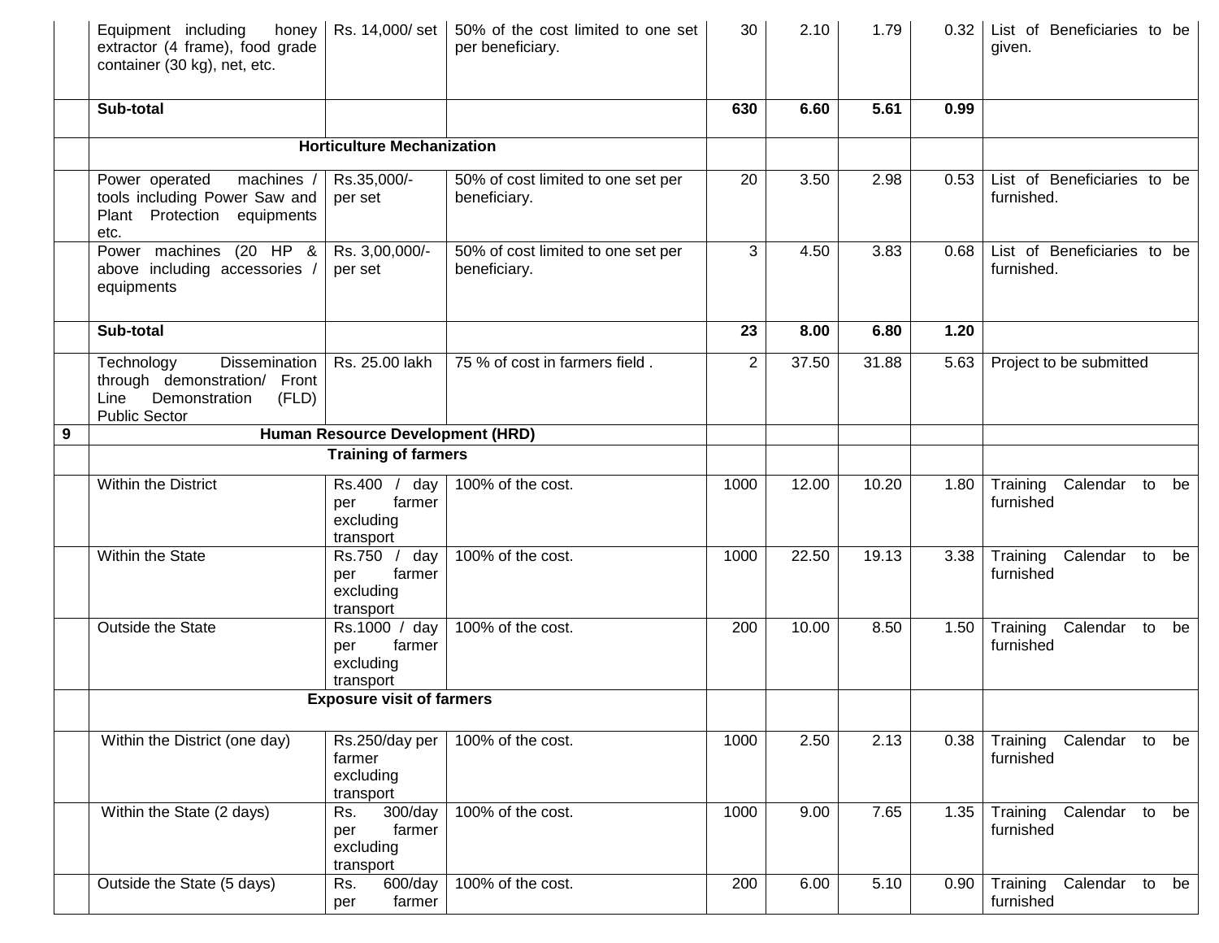| | | | | | | | | |
|---|---|---|---|---|---|---|---|---|
| | Equipment including honey extractor (4 frame), food grade container (30 kg), net, etc. | Rs. 14,000/ set | 50% of the cost limited to one set per beneficiary. | 30 | 2.10 | 1.79 | 0.32 | List of Beneficiaries to be given. |
| | **Sub-total** | | | **630** | **6.60** | **5.61** | **0.99** | |
| | **Horticulture Mechanization** | | | | | | | |
| | Power operated machines / tools including Power Saw and Plant Protection equipments etc. | Rs.35,000/- per set | 50% of cost limited to one set per beneficiary. | 20 | 3.50 | 2.98 | 0.53 | List of Beneficiaries to be furnished. |
| | Power machines (20 HP & above including accessories / equipments | Rs. 3,00,000/- per set | 50% of cost limited to one set per beneficiary. | 3 | 4.50 | 3.83 | 0.68 | List of Beneficiaries to be furnished. |
| | **Sub-total** | | | **23** | **8.00** | **6.80** | **1.20** | |
| | Technology Dissemination through demonstration/ Front Line Demonstration (FLD) Public Sector | Rs. 25.00 lakh | 75 % of cost in farmers field . | 2 | 37.50 | 31.88 | 5.63 | Project to be submitted |
| **9** | **Human Resource Development (HRD)** | | | | | | | |
| | **Training of farmers** | | | | | | | |
| | Within the District | Rs.400 / day per farmer excluding transport | 100% of the cost. | 1000 | 12.00 | 10.20 | 1.80 | Training Calendar to be furnished |
| | Within the State | Rs.750 / day per farmer excluding transport | 100% of the cost. | 1000 | 22.50 | 19.13 | 3.38 | Training Calendar to be furnished |
| | Outside the State | Rs.1000 / day per farmer excluding transport | 100% of the cost. | 200 | 10.00 | 8.50 | 1.50 | Training Calendar to be furnished |
| | **Exposure visit of farmers** | | | | | | | |
| | Within the District (one day) | Rs.250/day per farmer excluding transport | 100% of the cost. | 1000 | 2.50 | 2.13 | 0.38 | Training Calendar to be furnished |
| | Within the State (2 days) | Rs. 300/day per farmer excluding transport | 100% of the cost. | 1000 | 9.00 | 7.65 | 1.35 | Training Calendar to be furnished |
| | Outside the State (5 days) | Rs. 600/day per farmer | 100% of the cost. | 200 | 6.00 | 5.10 | 0.90 | Training Calendar to be furnished |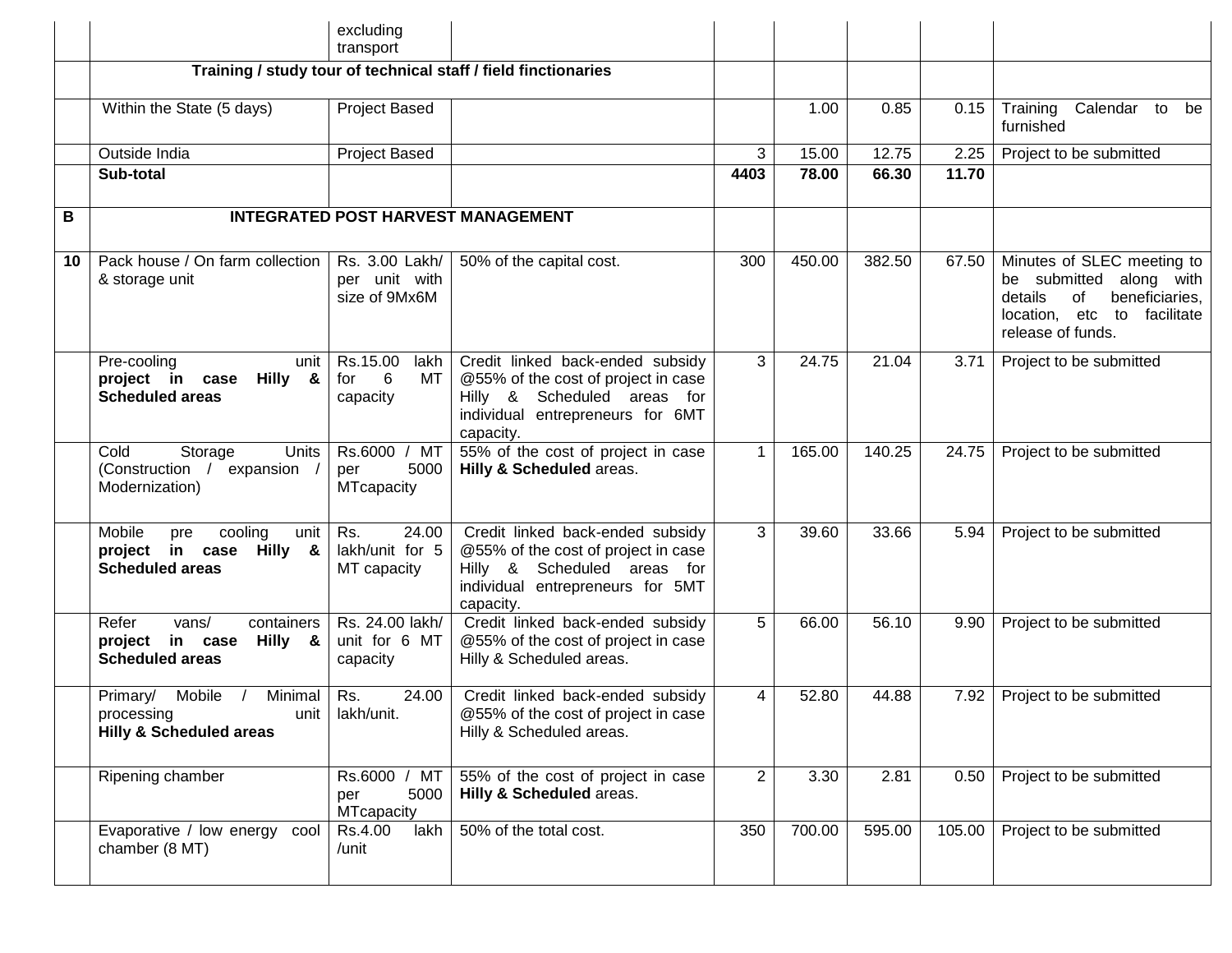| | | excluding transport | | | | | | |
|---|---|---|---|---|---|---|---|---|
| | **Training / study tour of technical staff / field finctionaries** | | | | | | | |
| | Within the State (5 days) | Project Based | | | 1.00 | 0.85 | 0.15 | Training Calendar to be furnished |
| | Outside India | Project Based | | 3 | 15.00 | 12.75 | 2.25 | Project to be submitted |
| | **Sub-total** | | | **4403** | **78.00** | **66.30** | **11.70** | |
| **B** | **INTEGRATED POST HARVEST MANAGEMENT** | | | | | | | |
| **10** | Pack house / On farm collection & storage unit | Rs. 3.00 Lakh/ per unit with size of 9Mx6M | 50% of the capital cost. | 300 | 450.00 | 382.50 | 67.50 | Minutes of SLEC meeting to be submitted along with details of beneficiaries, location, etc to facilitate release of funds. |
| | Pre-cooling unit **project in case Hilly & Scheduled areas** | Rs.15.00 lakh for 6 MT capacity | Credit linked back-ended subsidy @55% of the cost of project in case Hilly & Scheduled areas for individual entrepreneurs for 6MT capacity. | 3 | 24.75 | 21.04 | 3.71 | Project to be submitted |
| | Cold Storage Units (Construction / expansion / Modernization) | Rs.6000 / MT per 5000 MTcapacity | 55% of the cost of project in case **Hilly & Scheduled** areas. | 1 | 165.00 | 140.25 | 24.75 | Project to be submitted |
| | Mobile pre cooling unit **project in case Hilly & Scheduled areas** | Rs. 24.00 lakh/unit for 5 MT capacity | Credit linked back-ended subsidy @55% of the cost of project in case Hilly & Scheduled areas for individual entrepreneurs for 5MT capacity. | 3 | 39.60 | 33.66 | 5.94 | Project to be submitted |
| | Refer vans/ containers **project in case Hilly & Scheduled areas** | Rs. 24.00 lakh/ unit for 6 MT capacity | Credit linked back-ended subsidy @55% of the cost of project in case Hilly & Scheduled areas. | 5 | 66.00 | 56.10 | 9.90 | Project to be submitted |
| | Primary/ Mobile / Minimal processing unit **Hilly & Scheduled areas** | Rs. 24.00 lakh/unit. | Credit linked back-ended subsidy @55% of the cost of project in case Hilly & Scheduled areas. | 4 | 52.80 | 44.88 | 7.92 | Project to be submitted |
| | Ripening chamber | Rs.6000 / MT per 5000 MTcapacity | 55% of the cost of project in case **Hilly & Scheduled** areas. | 2 | 3.30 | 2.81 | 0.50 | Project to be submitted |
| | Evaporative / low energy cool chamber (8 MT) | Rs.4.00 lakh /unit | 50% of the total cost. | 350 | 700.00 | 595.00 | 105.00 | Project to be submitted |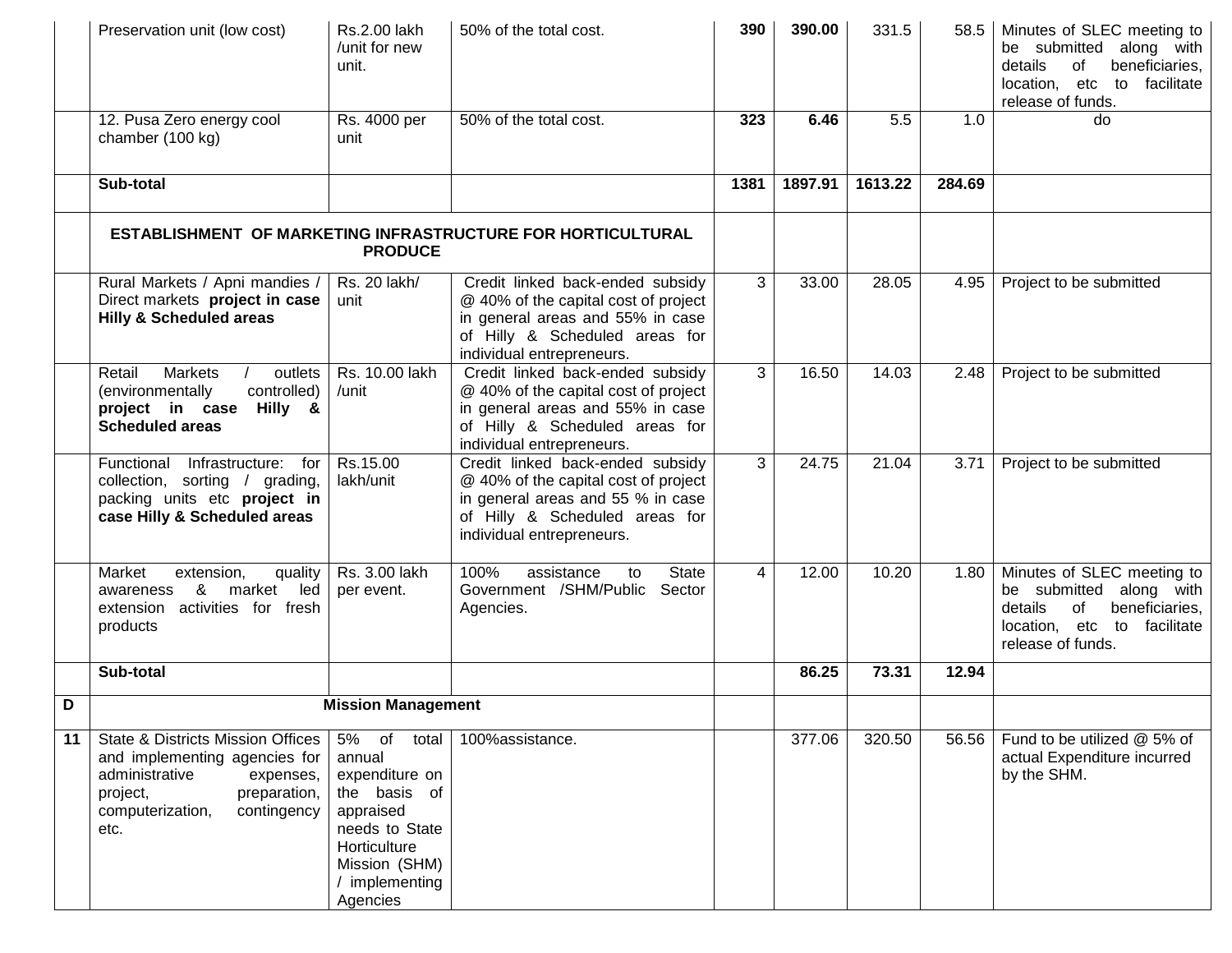|  |  |  |  |  |  |  |  |  |
|---|---|---|---|---|---|---|---|---|
|  | Preservation unit (low cost) | Rs.2.00 lakh /unit for new unit. | 50% of the total cost. | **390** | **390.00** | 331.5 | 58.5 | Minutes of SLEC meeting to be submitted along with details of beneficiaries, location, etc to facilitate release of funds. |
|  | 12. Pusa Zero energy cool chamber (100 kg) | Rs. 4000 per unit | 50% of the total cost. | **323** | **6.46** | 5.5 | 1.0 | do |
|  | **Sub-total** |  |  | **1381** | **1897.91** | **1613.22** | **284.69** |  |
|  | **ESTABLISHMENT OF MARKETING INFRASTRUCTURE FOR HORTICULTURAL PRODUCE** |  |  |  |  |  |  |  |
|  | Rural Markets / Apni mandies / Direct markets **project in case Hilly & Scheduled areas** | Rs. 20 lakh/ unit | Credit linked back-ended subsidy @ 40% of the capital cost of project in general areas and 55% in case of Hilly & Scheduled areas for individual entrepreneurs. | 3 | 33.00 | 28.05 | 4.95 | Project to be submitted |
|  | Retail Markets / outlets (environmentally controlled) **project in case Hilly & Scheduled areas** | Rs. 10.00 lakh /unit | Credit linked back-ended subsidy @ 40% of the capital cost of project in general areas and 55% in case of Hilly & Scheduled areas for individual entrepreneurs. | 3 | 16.50 | 14.03 | 2.48 | Project to be submitted |
|  | Functional Infrastructure: for collection, sorting / grading, packing units etc **project in case Hilly & Scheduled areas** | Rs.15.00 lakh/unit | Credit linked back-ended subsidy @ 40% of the capital cost of project in general areas and 55 % in case of Hilly & Scheduled areas for individual entrepreneurs. | 3 | 24.75 | 21.04 | 3.71 | Project to be submitted |
|  | Market extension, quality awareness & market led extension activities for fresh products | Rs. 3.00 lakh per event. | 100% assistance to State Government /SHM/Public Sector Agencies. | 4 | 12.00 | 10.20 | 1.80 | Minutes of SLEC meeting to be submitted along with details of beneficiaries, location, etc to facilitate release of funds. |
|  | **Sub-total** |  |  |  | **86.25** | **73.31** | **12.94** |  |
| **D** | **Mission Management** |  |  |  |  |  |  |  |
| **11** | State & Districts Mission Offices and implementing agencies for administrative expenses, project, preparation, computerization, contingency etc. | 5% of total annual expenditure on the basis of appraised needs to State Horticulture Mission (SHM) / implementing Agencies | 100%assistance. |  | 377.06 | 320.50 | 56.56 | Fund to be utilized @ 5% of actual Expenditure incurred by the SHM. |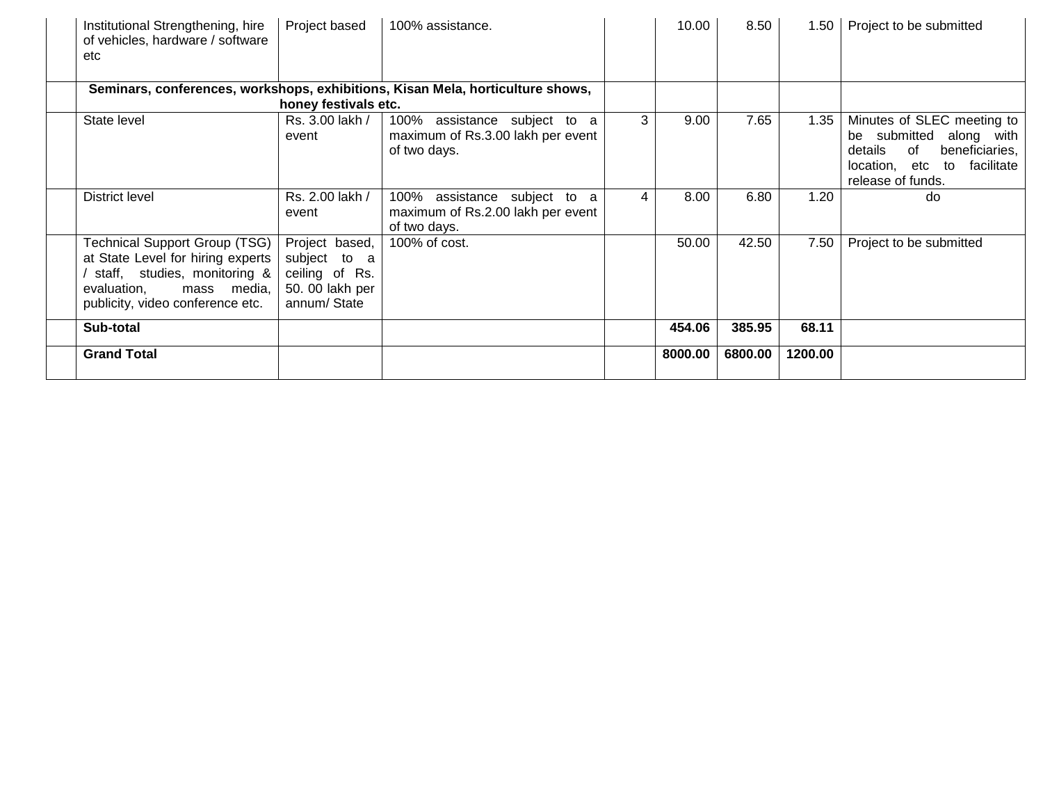| | | | | | | | | |
|---|---|---|---|---|---|---|---|---|
| | Institutional Strengthening, hire of vehicles, hardware / software etc | Project based | 100% assistance. | | 10.00 | 8.50 | 1.50 | Project to be submitted |
| | **Seminars, conferences, workshops, exhibitions, Kisan Mela, horticulture shows, honey festivals etc.** | | | | | | | |
| | State level | Rs. 3.00 lakh / event | 100% assistance subject to a maximum of Rs.3.00 lakh per event of two days. | 3 | 9.00 | 7.65 | 1.35 | Minutes of SLEC meeting to be submitted along with details of beneficiaries, location, etc to facilitate release of funds. |
| | District level | Rs. 2.00 lakh / event | 100% assistance subject to a maximum of Rs.2.00 lakh per event of two days. | 4 | 8.00 | 6.80 | 1.20 | do |
| | Technical Support Group (TSG) at State Level for hiring experts / staff, studies, monitoring & evaluation, mass media, publicity, video conference etc. | Project based, subject to a ceiling of Rs. 50. 00 lakh per annum/ State | 100% of cost. | | 50.00 | 42.50 | 7.50 | Project to be submitted |
| | **Sub-total** | | | | **454.06** | **385.95** | **68.11** | |
| | **Grand Total** | | | | **8000.00** | **6800.00** | **1200.00** | |